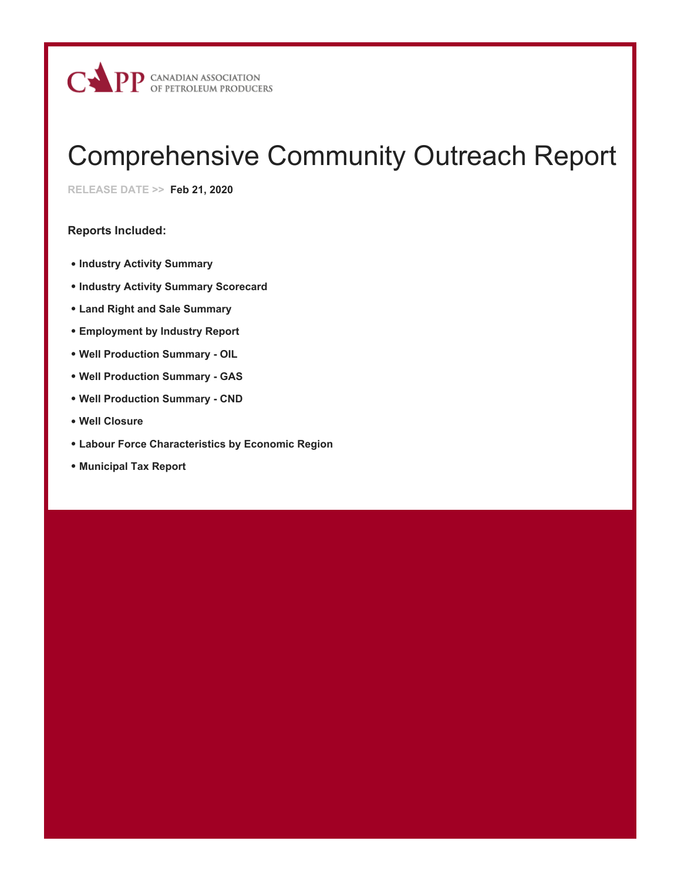CAPP CANADIAN ASSOCIATION OF PETROLEUM PRODUCERS

# Comprehensive Community Outreach Report

RELEASE DATE >> **Feb 21, 2020**

**Reports Included:**

- **Industry Activity Summary**
- **Industry Activity Summary Scorecard**
- **Land Right and Sale Summary**
- **Employment by Industry Report**
- **Well Production Summary - OIL**
- **Well Production Summary - GAS**
- **Well Production Summary - CND**
- **Well Closure**
- **Labour Force Characteristics by Economic Region**
- **Municipal Tax Report**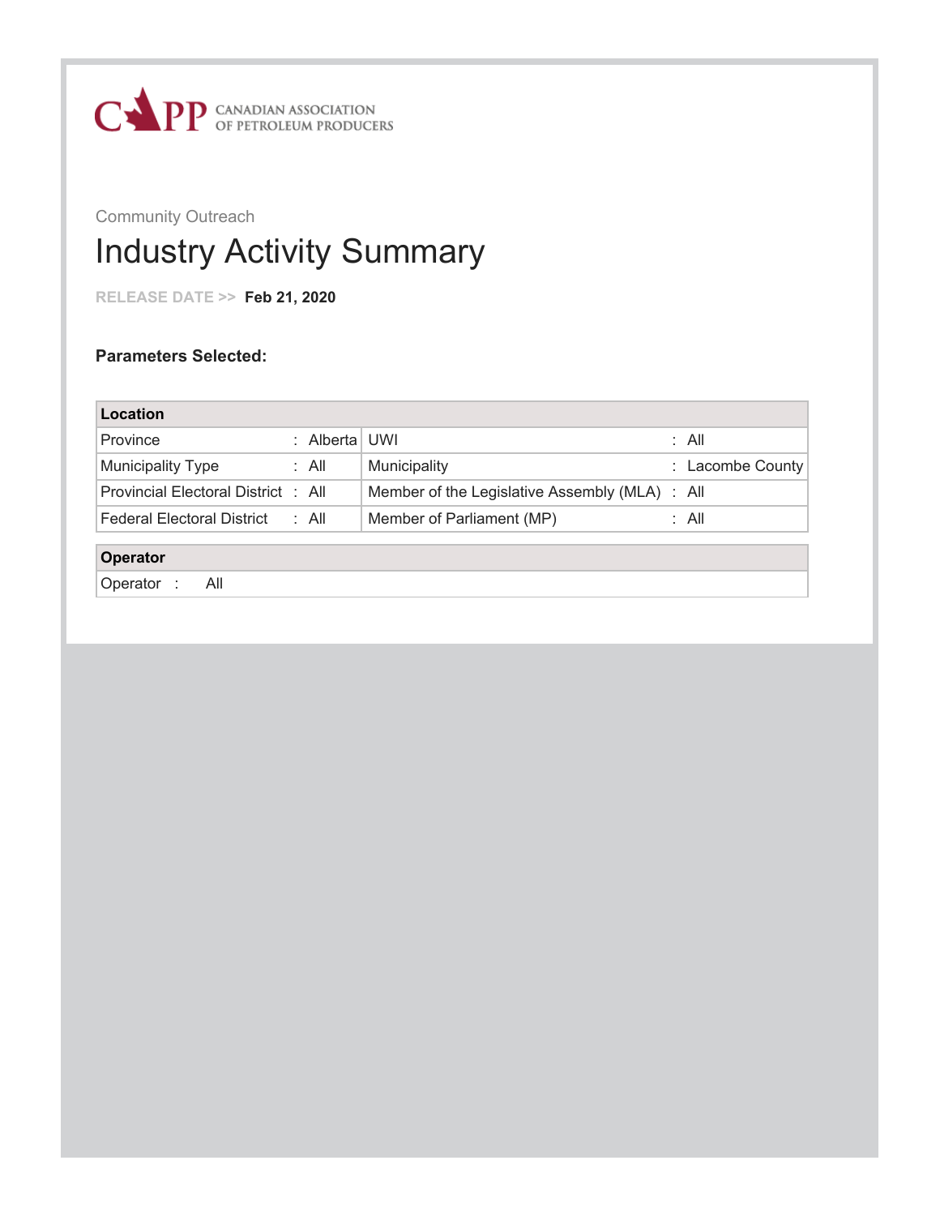CAPP CANADIAN ASSOCIATION OF PETROLEUM PRODUCERS

Community Outreach

# Industry Activity Summary

RELEASE DATE >> **Feb 21, 2020**

**Parameters Selected:**

| **Location** | | | |
|---|---|---|---|
| Province | : Alberta | UWI | : All |
| Municipality Type | : All | Municipality | : Lacombe County |
| Provincial Electoral District | : All | Member of the Legislative Assembly (MLA) | : All |
| Federal Electoral District | : All | Member of Parliament (MP) | : All |

| **Operator** |
|---|
| Operator : All |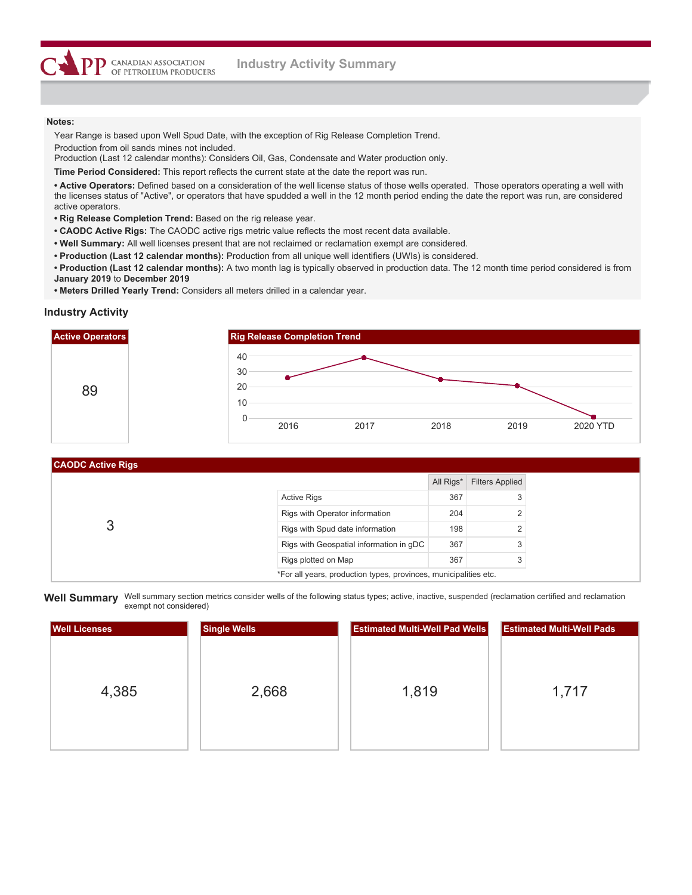# Industry Activity Summary

**Notes:**

Year Range is based upon Well Spud Date, with the exception of Rig Release Completion Trend.

Production from oil sands mines not included.
Production (Last 12 calendar months): Considers Oil, Gas, Condensate and Water production only.

**Time Period Considered:** This report reflects the current state at the date the report was run.

- **Active Operators:** Defined based on a consideration of the well license status of those wells operated. Those operators operating a well with the licenses status of "Active", or operators that have spudded a well in the 12 month period ending the date the report was run, are considered active operators.
- **Rig Release Completion Trend:** Based on the rig release year.
- **CAODC Active Rigs:** The CAODC active rigs metric value reflects the most recent data available.
- **Well Summary:** All well licenses present that are not reclaimed or reclamation exempt are considered.
- **Production (Last 12 calendar months):** Production from all unique well identifiers (UWIs) is considered.
- **Production (Last 12 calendar months):** A two month lag is typically observed in production data. The 12 month time period considered is from **January 2019** to **December 2019**
- **Meters Drilled Yearly Trend:** Considers all meters drilled in a calendar year.

## Industry Activity

### Active Operators

89

### Rig Release Completion Trend

| Year | Rig Releases (approx.) |
|---|---|
| 2016 | 26 |
| 2017 | 39 |
| 2018 | 25 |
| 2019 | 21 |
| 2020 YTD | 1 |

### CAODC Active Rigs

3

| | All Rigs* | Filters Applied |
|---|---|---|
| Active Rigs | 367 | 3 |
| Rigs with Operator information | 204 | 2 |
| Rigs with Spud date information | 198 | 2 |
| Rigs with Geospatial information in gDC | 367 | 3 |
| Rigs plotted on Map | 367 | 3 |

*For all years, production types, provinces, municipalities etc.

## Well Summary

Well summary section metrics consider wells of the following status types; active, inactive, suspended (reclamation certified and reclamation exempt not considered)

| Well Licenses | Single Wells | Estimated Multi-Well Pad Wells | Estimated Multi-Well Pads |
|---|---|---|---|
| 4,385 | 2,668 | 1,819 | 1,717 |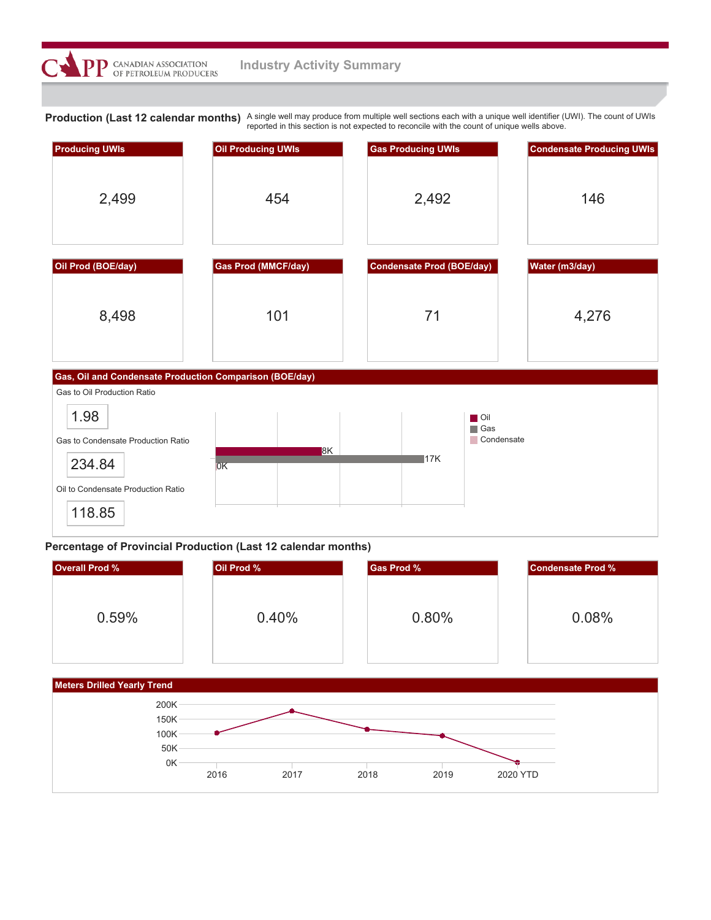CAPP CANADIAN ASSOCIATION OF PETROLEUM PRODUCERS

# Industry Activity Summary

## Production (Last 12 calendar months)

A single well may produce from multiple well sections each with a unique well identifier (UWI). The count of UWIs reported in this section is not expected to reconcile with the count of unique wells above.

| Producing UWIs | Oil Producing UWIs | Gas Producing UWIs | Condensate Producing UWIs |
|---|---|---|---|
| 2,499 | 454 | 2,492 | 146 |

| Oil Prod (BOE/day) | Gas Prod (MMCF/day) | Condensate Prod (BOE/day) | Water (m3/day) |
|---|---|---|---|
| 8,498 | 101 | 71 | 4,276 |

### Gas, Oil and Condensate Production Comparison (BOE/day)

Gas to Oil Production Ratio

1.98

Gas to Condensate Production Ratio

234.84

Oil to Condensate Production Ratio

118.85

| | BOE/day |
|---|---|
| Oil | 8K |
| Gas | 17K |
| Condensate | 0K |

## Percentage of Provincial Production (Last 12 calendar months)

| Overall Prod % | Oil Prod % | Gas Prod % | Condensate Prod % |
|---|---|---|---|
| 0.59% | 0.40% | 0.80% | 0.08% |

### Meters Drilled Yearly Trend

| Year | Meters Drilled (approx.) |
|---|---|
| 2016 | ~100K |
| 2017 | ~175K |
| 2018 | ~115K |
| 2019 | ~95K |
| 2020 YTD | ~0K |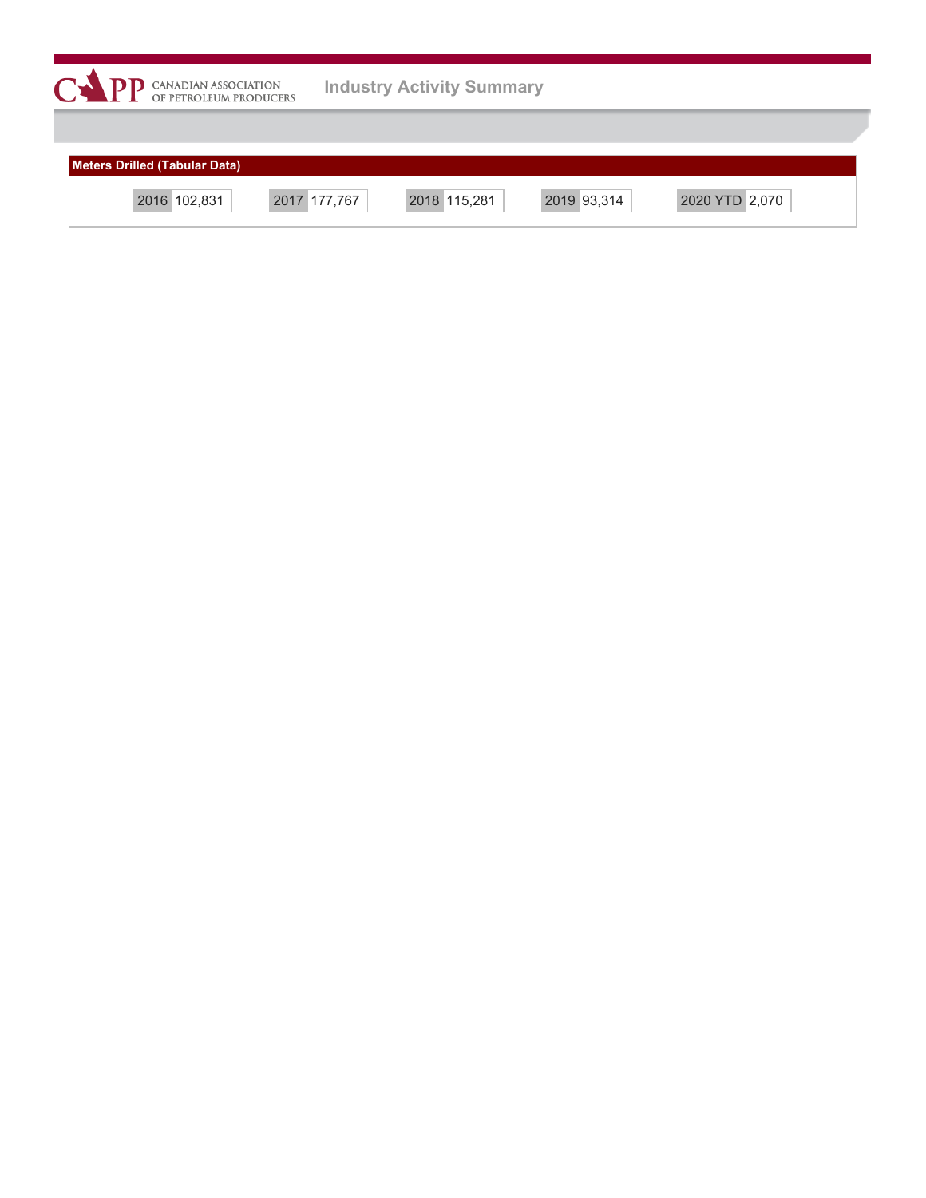## Meters Drilled (Tabular Data)

| 2016 | 2017 | 2018 | 2019 | 2020 YTD |
|---|---|---|---|---|
| 102,831 | 177,767 | 115,281 | 93,314 | 2,070 |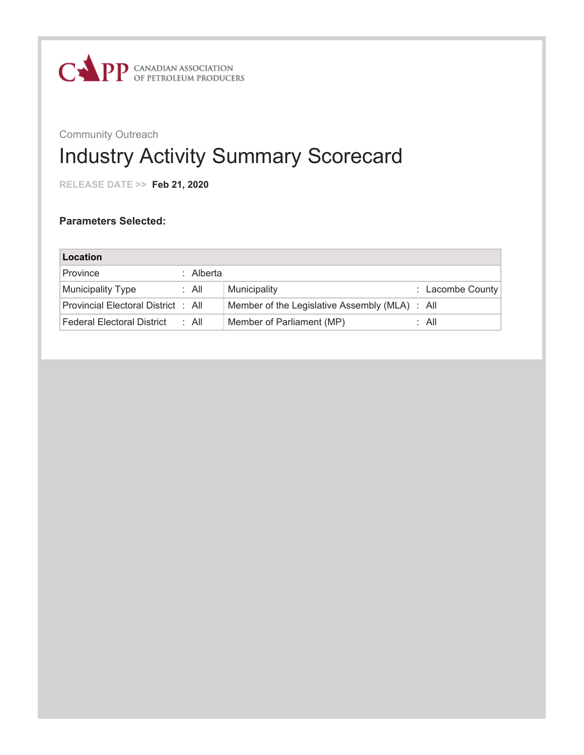CANADIAN ASSOCIATION OF PETROLEUM PRODUCERS

Community Outreach

# Industry Activity Summary Scorecard

RELEASE DATE >> **Feb 21, 2020**

**Parameters Selected:**

| **Location** | | | |
|---|---|---|---|
| Province | : Alberta | | |
| Municipality Type | : All | Municipality | : Lacombe County |
| Provincial Electoral District | : All | Member of the Legislative Assembly (MLA) | : All |
| Federal Electoral District | : All | Member of Parliament (MP) | : All |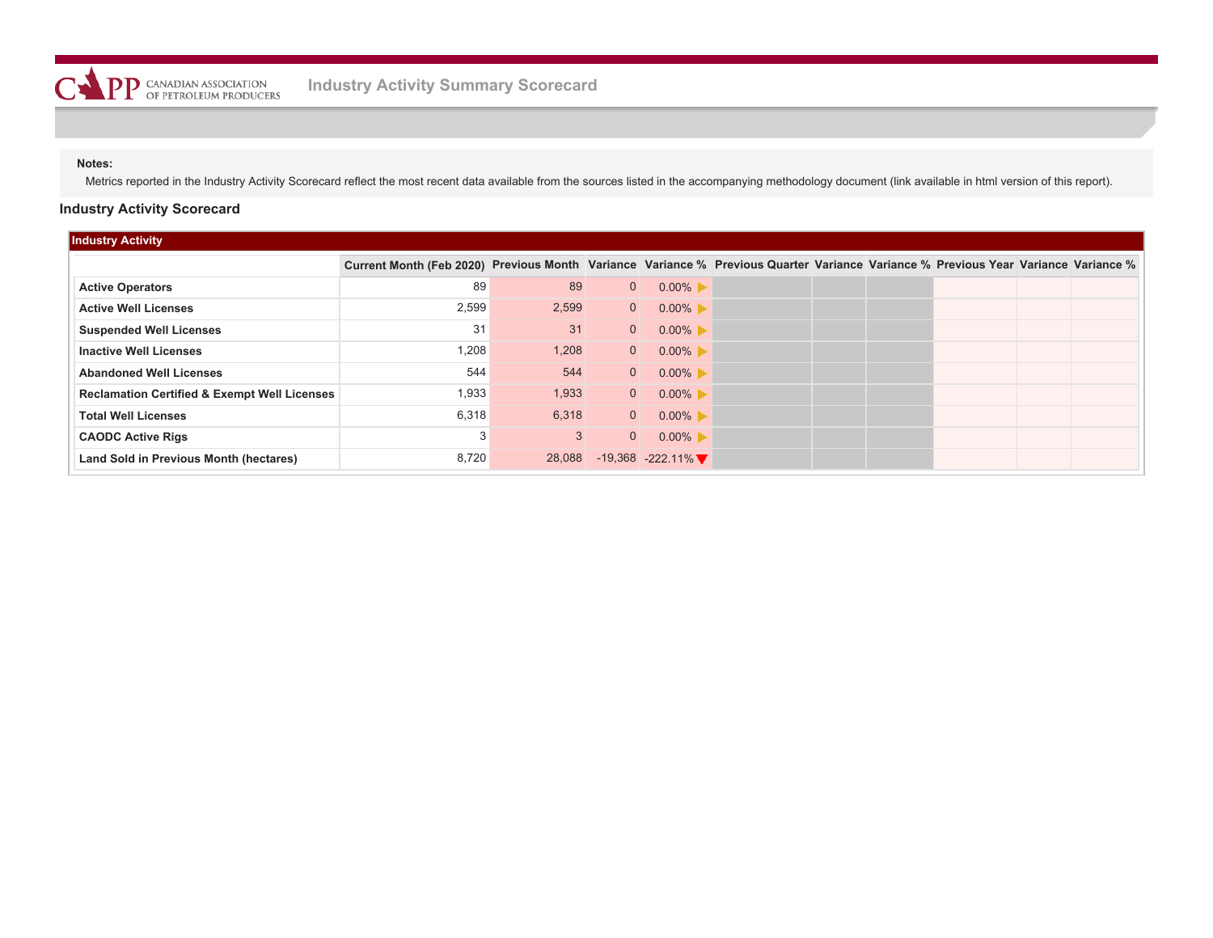CAPP CANADIAN ASSOCIATION OF PETROLEUM PRODUCERS

# Industry Activity Summary Scorecard

**Notes:**

Metrics reported in the Industry Activity Scorecard reflect the most recent data available from the sources listed in the accompanying methodology document (link available in html version of this report).

## Industry Activity Scorecard

| Industry Activity | Current Month (Feb 2020) | Previous Month | Variance | Variance % | Previous Quarter | Variance | Variance % | Previous Year | Variance | Variance % |
|---|---|---|---|---|---|---|---|---|---|---|
| **Active Operators** | 89 | 89 | 0 | 0.00% | | | | | | |
| **Active Well Licenses** | 2,599 | 2,599 | 0 | 0.00% | | | | | | |
| **Suspended Well Licenses** | 31 | 31 | 0 | 0.00% | | | | | | |
| **Inactive Well Licenses** | 1,208 | 1,208 | 0 | 0.00% | | | | | | |
| **Abandoned Well Licenses** | 544 | 544 | 0 | 0.00% | | | | | | |
| **Reclamation Certified & Exempt Well Licenses** | 1,933 | 1,933 | 0 | 0.00% | | | | | | |
| **Total Well Licenses** | 6,318 | 6,318 | 0 | 0.00% | | | | | | |
| **CAODC Active Rigs** | 3 | 3 | 0 | 0.00% | | | | | | |
| **Land Sold in Previous Month (hectares)** | 8,720 | 28,088 | -19,368 | -222.11% | | | | | | |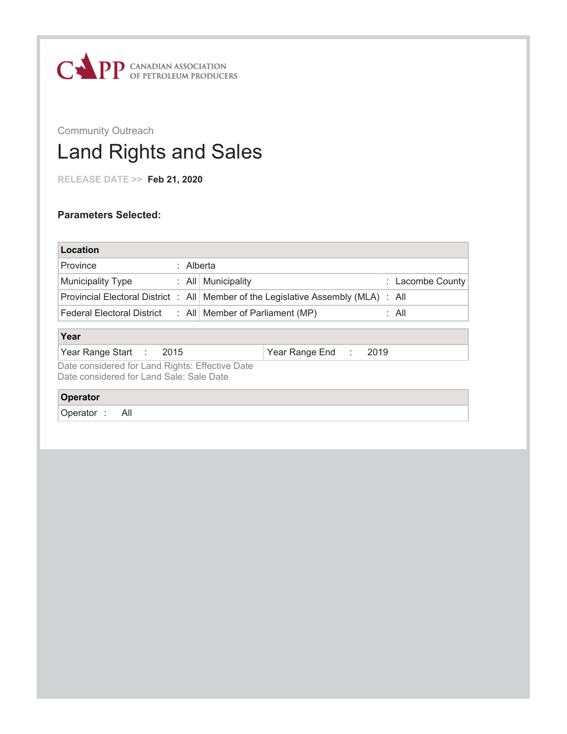CAPP CANADIAN ASSOCIATION OF PETROLEUM PRODUCERS

Community Outreach

# Land Rights and Sales

RELEASE DATE >> **Feb 21, 2020**

**Parameters Selected:**

| **Location** | | | |
|---|---|---|---|
| Province | : Alberta | | |
| Municipality Type | : All | Municipality | : Lacombe County |
| Provincial Electoral District | : All | Member of the Legislative Assembly (MLA) | : All |
| Federal Electoral District | : All | Member of Parliament (MP) | : All |

| **Year** | |
|---|---|
| Year Range Start : 2015 | Year Range End : 2019 |

Date considered for Land Rights: Effective Date
Date considered for Land Sale: Sale Date

| **Operator** |
|---|
| Operator : All |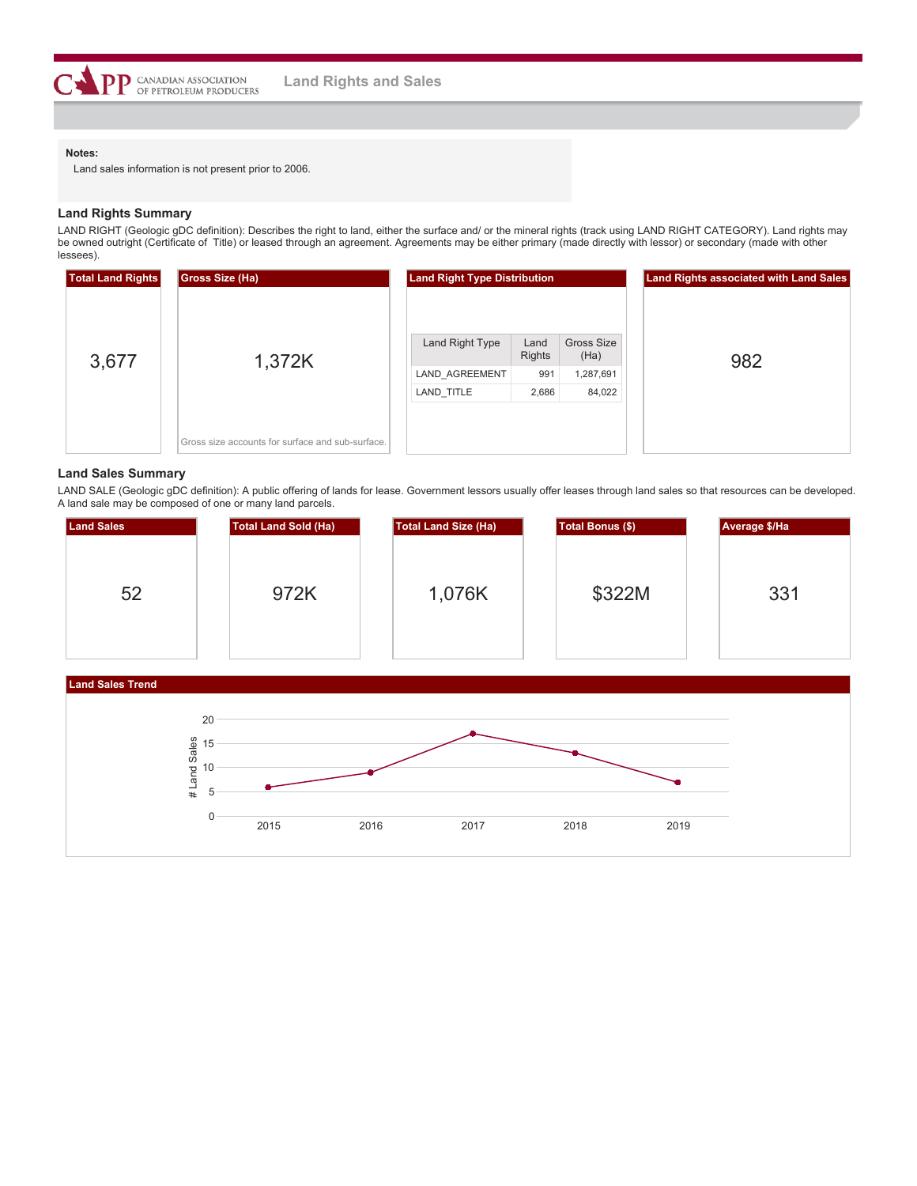# Land Rights and Sales

**Notes:**

Land sales information is not present prior to 2006.

## Land Rights Summary

LAND RIGHT (Geologic gDC definition): Describes the right to land, either the surface and/ or the mineral rights (track using LAND RIGHT CATEGORY). Land rights may be owned outright (Certificate of Title) or leased through an agreement. Agreements may be either primary (made directly with lessor) or secondary (made with other lessees).

**Total Land Rights**

3,677

**Gross Size (Ha)**

1,372K

Gross size accounts for surface and sub-surface.

**Land Right Type Distribution**

| Land Right Type | Land Rights | Gross Size (Ha) |
|---|---|---|
| LAND_AGREEMENT | 991 | 1,287,691 |
| LAND_TITLE | 2,686 | 84,022 |

**Land Rights associated with Land Sales**

982

## Land Sales Summary

LAND SALE (Geologic gDC definition): A public offering of lands for lease. Government lessors usually offer leases through land sales so that resources can be developed. A land sale may be composed of one or many land parcels.

| Land Sales | Total Land Sold (Ha) | Total Land Size (Ha) | Total Bonus ($) | Average $/Ha |
|---|---|---|---|---|
| 52 | 972K | 1,076K | $322M | 331 |

**Land Sales Trend**

| Year | # Land Sales |
|---|---|
| 2015 | 6 |
| 2016 | 9 |
| 2017 | 17 |
| 2018 | 13 |
| 2019 | 7 |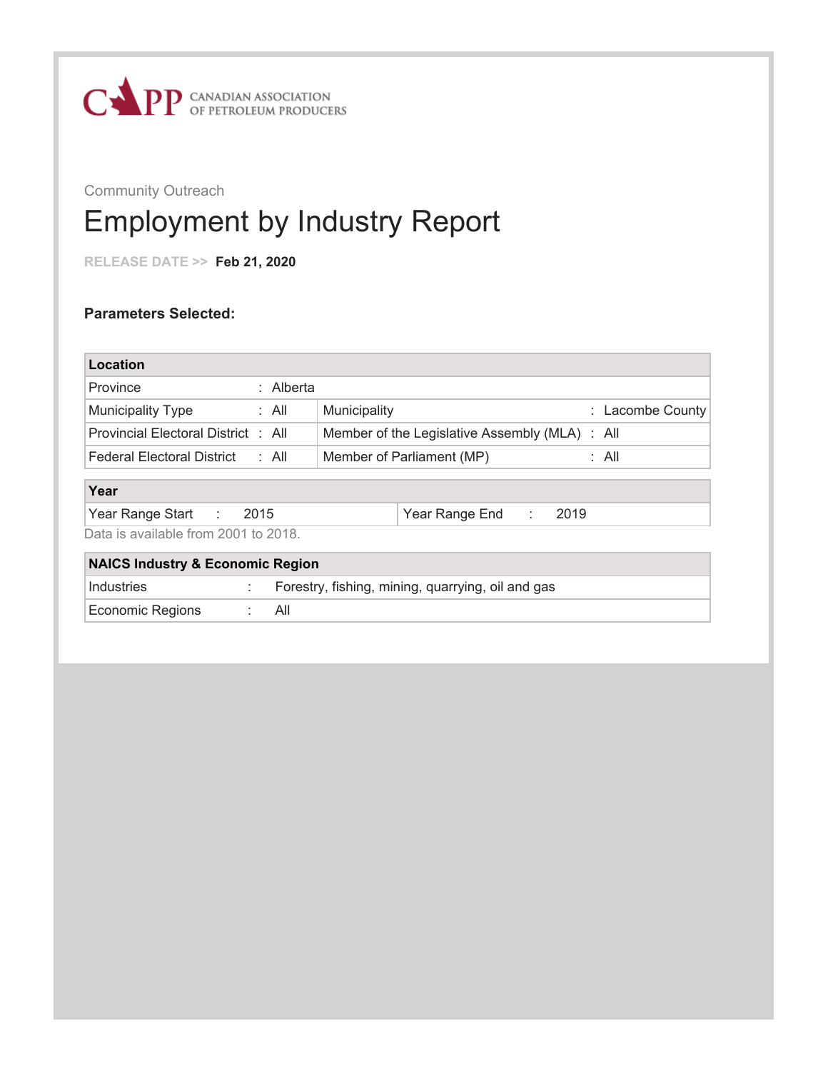CAPP CANADIAN ASSOCIATION OF PETROLEUM PRODUCERS

Community Outreach

# Employment by Industry Report

RELEASE DATE >> **Feb 21, 2020**

**Parameters Selected:**

| **Location** | | | |
|---|---|---|---|
| Province | : Alberta | | |
| Municipality Type | : All | Municipality | : Lacombe County |
| Provincial Electoral District | : All | Member of the Legislative Assembly (MLA) | : All |
| Federal Electoral District | : All | Member of Parliament (MP) | : All |

| **Year** | | | |
|---|---|---|---|
| Year Range Start | : 2015 | Year Range End | : 2019 |

Data is available from 2001 to 2018.

| **NAICS Industry & Economic Region** | |
|---|---|
| Industries | : Forestry, fishing, mining, quarrying, oil and gas |
| Economic Regions | : All |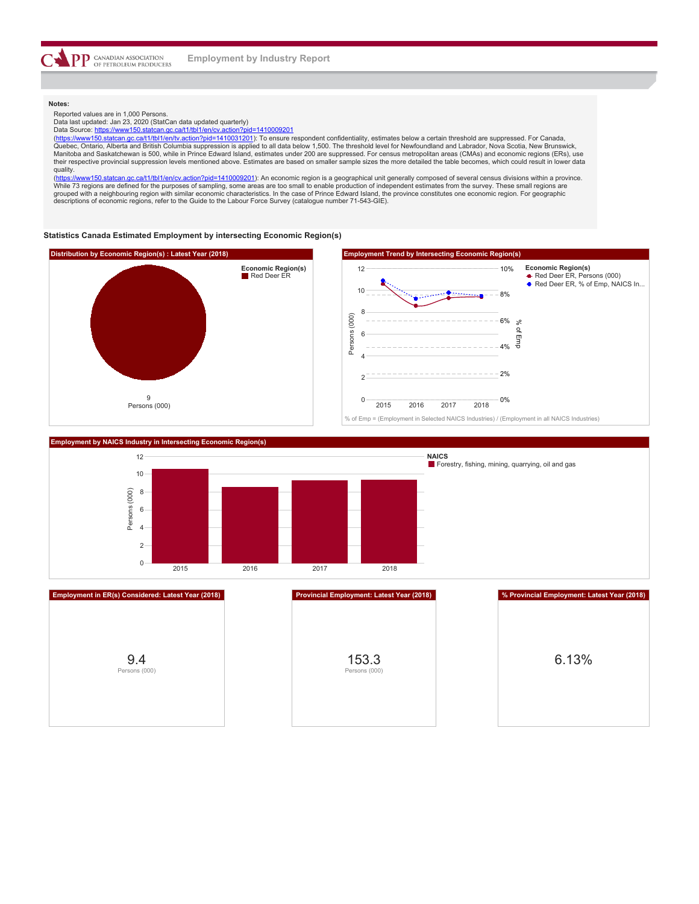## Employment by Industry Report

**Notes:**

Reported values are in 1,000 Persons.
Data last updated: Jan 23, 2020 (StatCan data updated quarterly)
Data Source: https://www150.statcan.gc.ca/t1/tbl1/en/cv.action?pid=1410009201
(https://www150.statcan.gc.ca/t1/tbl1/en/tv.action?pid=1410031201): To ensure respondent confidentiality, estimates below a certain threshold are suppressed. For Canada, Quebec, Ontario, Alberta and British Columbia suppression is applied to all data below 1,500. The threshold level for Newfoundland and Labrador, Nova Scotia, New Brunswick, Manitoba and Saskatchewan is 500, while in Prince Edward Island, estimates under 200 are suppressed. For census metropolitan areas (CMAs) and economic regions (ERs), use their respective provincial suppression levels mentioned above. Estimates are based on smaller sample sizes the more detailed the table becomes, which could result in lower data quality.
(https://www150.statcan.gc.ca/t1/tbl1/en/cv.action?pid=1410009201): An economic region is a geographical unit generally composed of several census divisions within a province. While 73 regions are defined for the purposes of sampling, some areas are too small to enable production of independent estimates from the survey. These small regions are grouped with a neighbouring region with similar economic characteristics. In the case of Prince Edward Island, the province constitutes one economic region. For geographic descriptions of economic regions, refer to the Guide to the Labour Force Survey (catalogue number 71-543-GIE).

### Statistics Canada Estimated Employment by intersecting Economic Region(s)

**Distribution by Economic Region(s) : Latest Year (2018)**

Economic Region(s): Red Deer ER

9
Persons (000)

**Employment Trend by Intersecting Economic Region(s)**

Economic Region(s):
- Red Deer ER, Persons (000)
- Red Deer ER, % of Emp, NAICS In...

% of Emp = (Employment in Selected NAICS Industries) / (Employment in all NAICS Industries)

**Employment by NAICS Industry in Intersecting Economic Region(s)**

NAICS: Forestry, fishing, mining, quarrying, oil and gas

| Employment in ER(s) Considered: Latest Year (2018) | Provincial Employment: Latest Year (2018) | % Provincial Employment: Latest Year (2018) |
|---|---|---|
| 9.4 Persons (000) | 153.3 Persons (000) | 6.13% |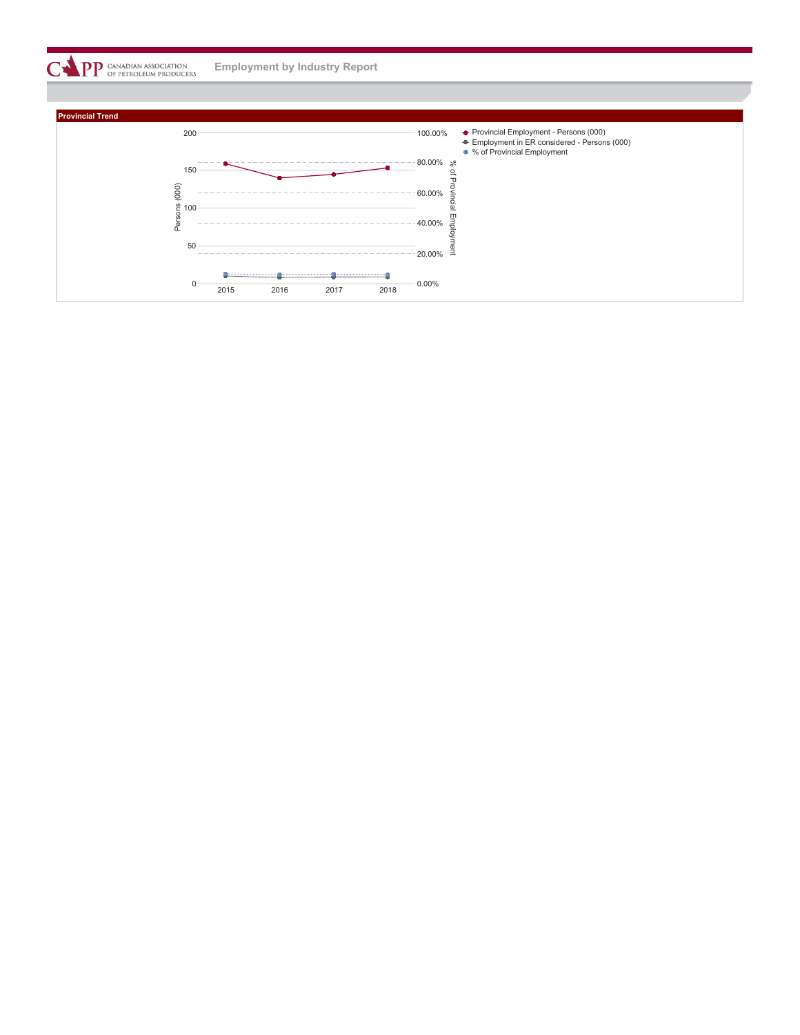## Provincial Trend

Persons (000)

% of Provincial Employment

- Provincial Employment - Persons (000)
- Employment in ER considered - Persons (000)
- % of Provincial Employment

2015 2016 2017 2018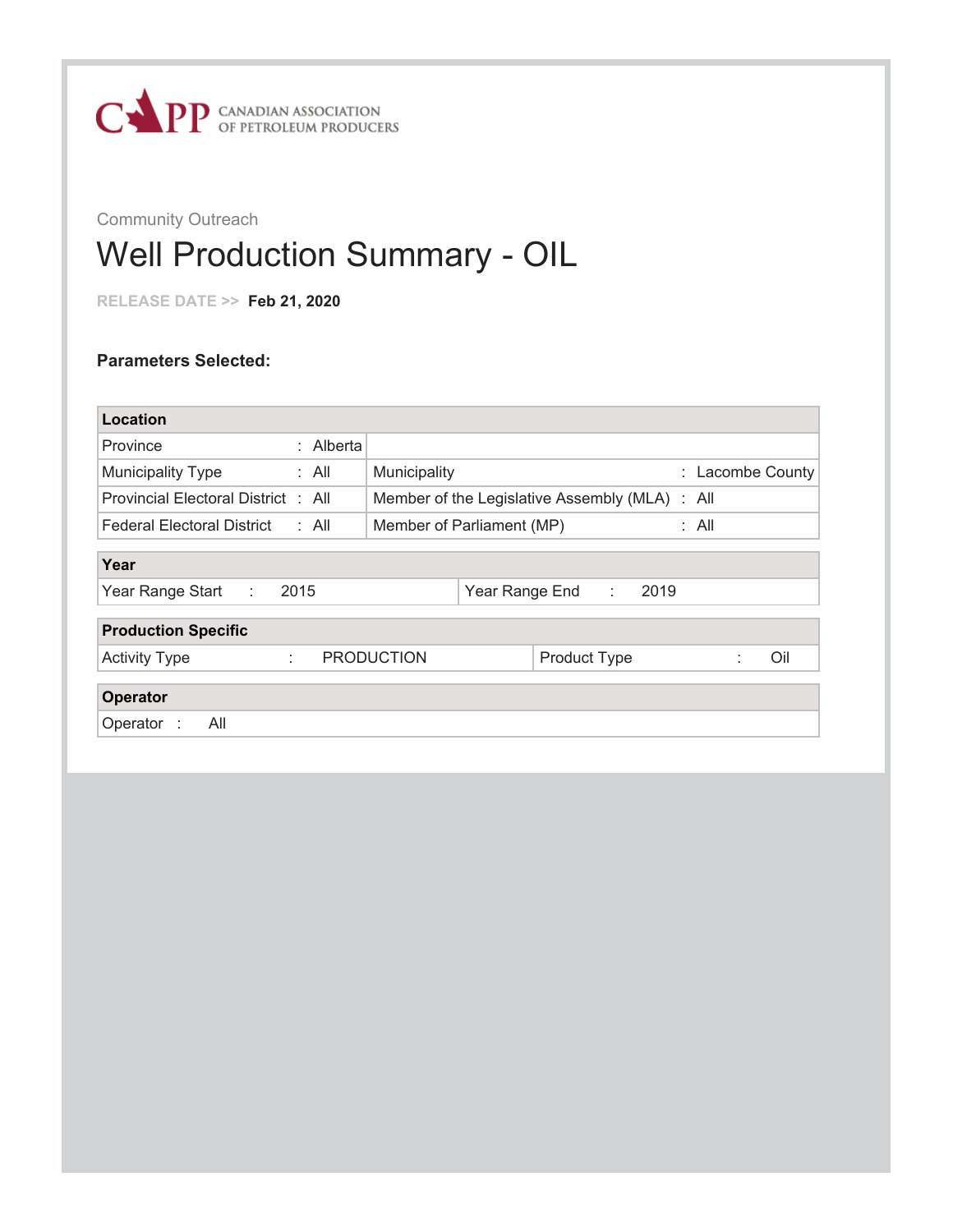CANADIAN ASSOCIATION OF PETROLEUM PRODUCERS

Community Outreach

# Well Production Summary - OIL

RELEASE DATE >> **Feb 21, 2020**

**Parameters Selected:**

| **Location** | | | |
|---|---|---|---|
| Province | : Alberta | | |
| Municipality Type | : All | Municipality | : Lacombe County |
| Provincial Electoral District | : All | Member of the Legislative Assembly (MLA) | : All |
| Federal Electoral District | : All | Member of Parliament (MP) | : All |

| **Year** | | | |
|---|---|---|---|
| Year Range Start | : 2015 | Year Range End | : 2019 |

| **Production Specific** | | | |
|---|---|---|---|
| Activity Type | : PRODUCTION | Product Type | : Oil |

| **Operator** | |
|---|---|
| Operator | : All |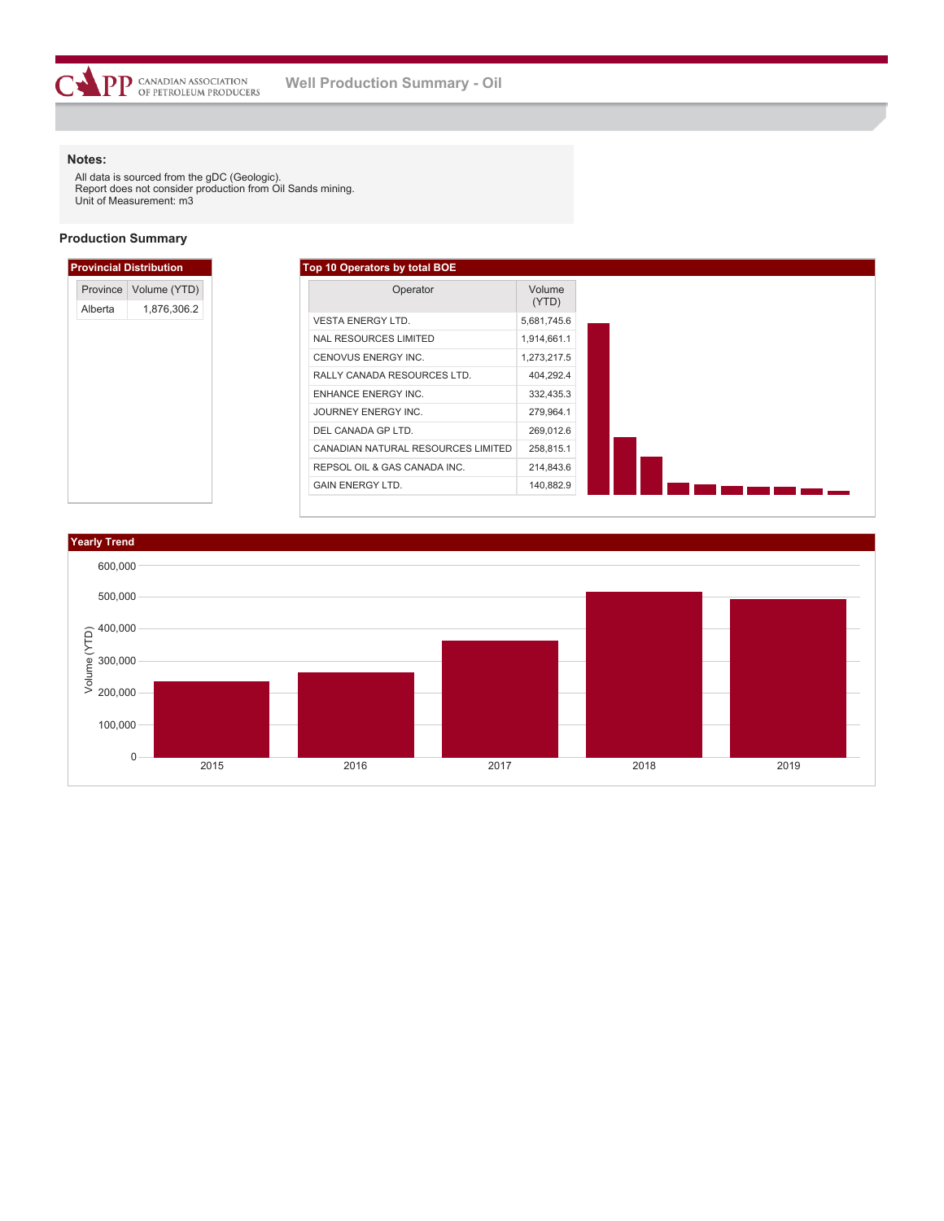Well Production Summary - Oil

**Notes:**

All data is sourced from the gDC (Geologic).
Report does not consider production from Oil Sands mining.
Unit of Measurement: m3

## Production Summary

### Provincial Distribution

| Province | Volume (YTD) |
|---|---|
| Alberta | 1,876,306.2 |

### Top 10 Operators by total BOE

| Operator | Volume (YTD) |
|---|---|
| VESTA ENERGY LTD. | 5,681,745.6 |
| NAL RESOURCES LIMITED | 1,914,661.1 |
| CENOVUS ENERGY INC. | 1,273,217.5 |
| RALLY CANADA RESOURCES LTD. | 404,292.4 |
| ENHANCE ENERGY INC. | 332,435.3 |
| JOURNEY ENERGY INC. | 279,964.1 |
| DEL CANADA GP LTD. | 269,012.6 |
| CANADIAN NATURAL RESOURCES LIMITED | 258,815.1 |
| REPSOL OIL & GAS CANADA INC. | 214,843.6 |
| GAIN ENERGY LTD. | 140,882.9 |

### Yearly Trend

Volume (YTD)

2015, 2016, 2017, 2018, 2019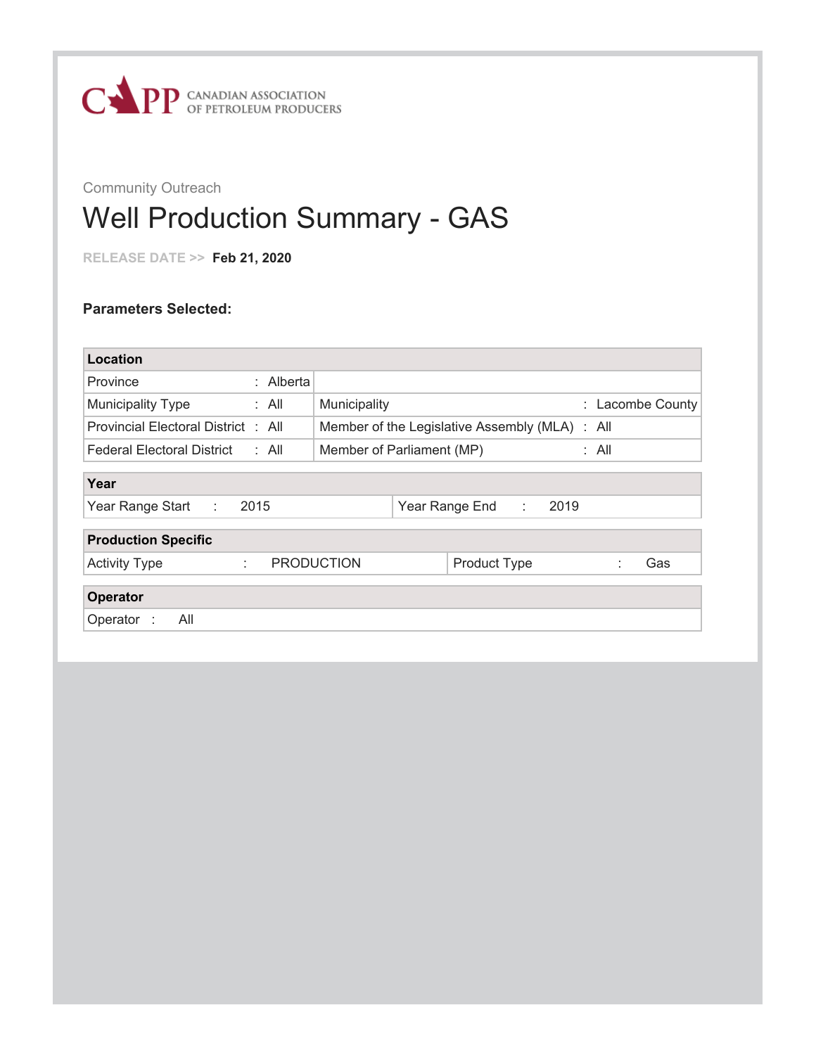CANADIAN ASSOCIATION OF PETROLEUM PRODUCERS

Community Outreach

# Well Production Summary - GAS

RELEASE DATE >> **Feb 21, 2020**

**Parameters Selected:**

| **Location** | | | |
|---|---|---|---|
| Province | : Alberta | | |
| Municipality Type | : All | Municipality | : Lacombe County |
| Provincial Electoral District | : All | Member of the Legislative Assembly (MLA) | : All |
| Federal Electoral District | : All | Member of Parliament (MP) | : All |

| **Year** | | | |
|---|---|---|---|
| Year Range Start | : 2015 | Year Range End | : 2019 |

| **Production Specific** | | | |
|---|---|---|---|
| Activity Type | : PRODUCTION | Product Type | : Gas |

| **Operator** | |
|---|---|
| Operator | : All |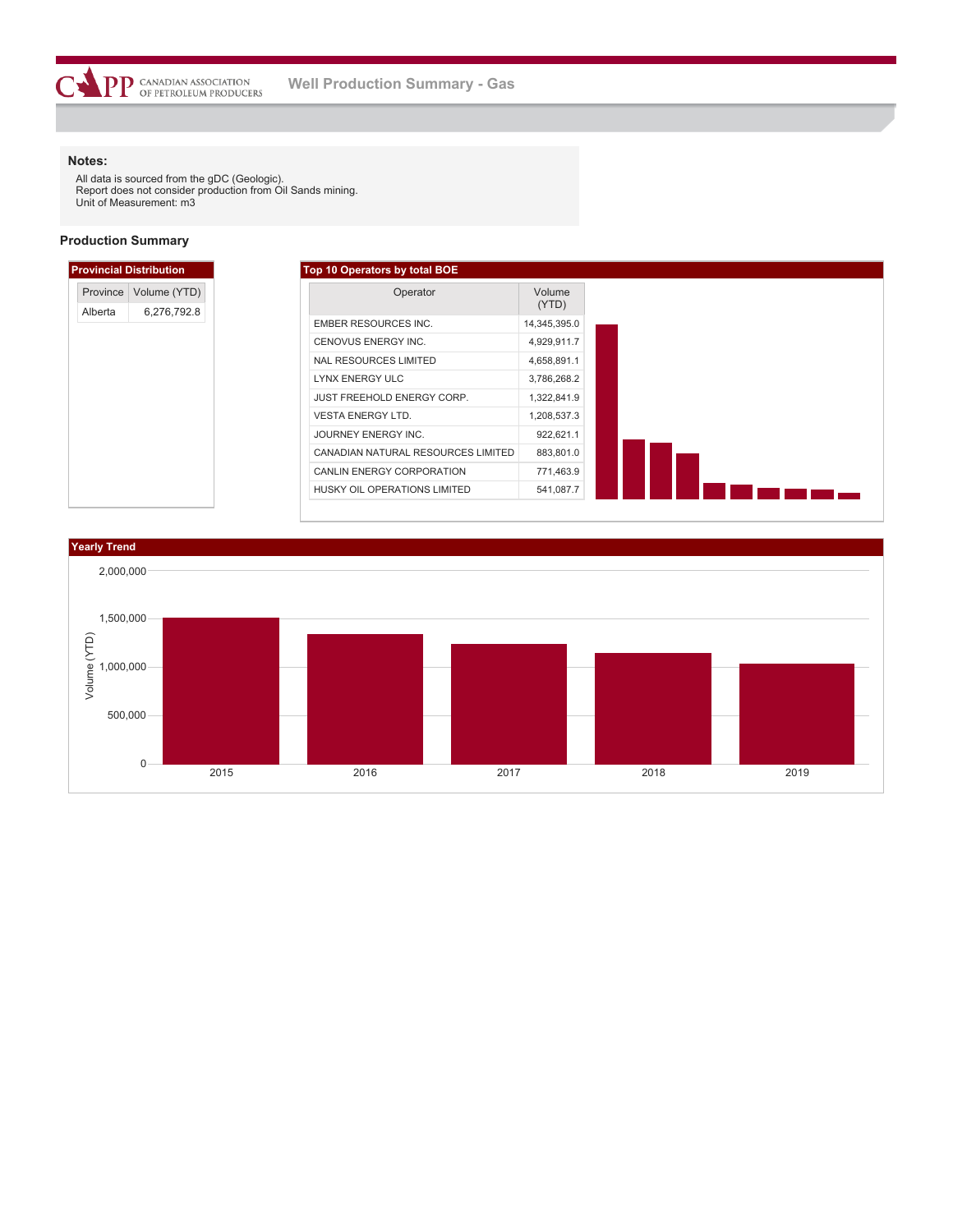# Well Production Summary - Gas

CANADIAN ASSOCIATION OF PETROLEUM PRODUCERS

**Notes:**

All data is sourced from the gDC (Geologic).
Report does not consider production from Oil Sands mining.
Unit of Measurement: m3

## Production Summary

### Provincial Distribution

| Province | Volume (YTD) |
|---|---|
| Alberta | 6,276,792.8 |

### Top 10 Operators by total BOE

| Operator | Volume (YTD) |
|---|---|
| EMBER RESOURCES INC. | 14,345,395.0 |
| CENOVUS ENERGY INC. | 4,929,911.7 |
| NAL RESOURCES LIMITED | 4,658,891.1 |
| LYNX ENERGY ULC | 3,786,268.2 |
| JUST FREEHOLD ENERGY CORP. | 1,322,841.9 |
| VESTA ENERGY LTD. | 1,208,537.3 |
| JOURNEY ENERGY INC. | 922,621.1 |
| CANADIAN NATURAL RESOURCES LIMITED | 883,801.0 |
| CANLIN ENERGY CORPORATION | 771,463.9 |
| HUSKY OIL OPERATIONS LIMITED | 541,087.7 |

### Yearly Trend

Volume (YTD)

2,000,000
1,500,000
1,000,000
500,000
0

2015 2016 2017 2018 2019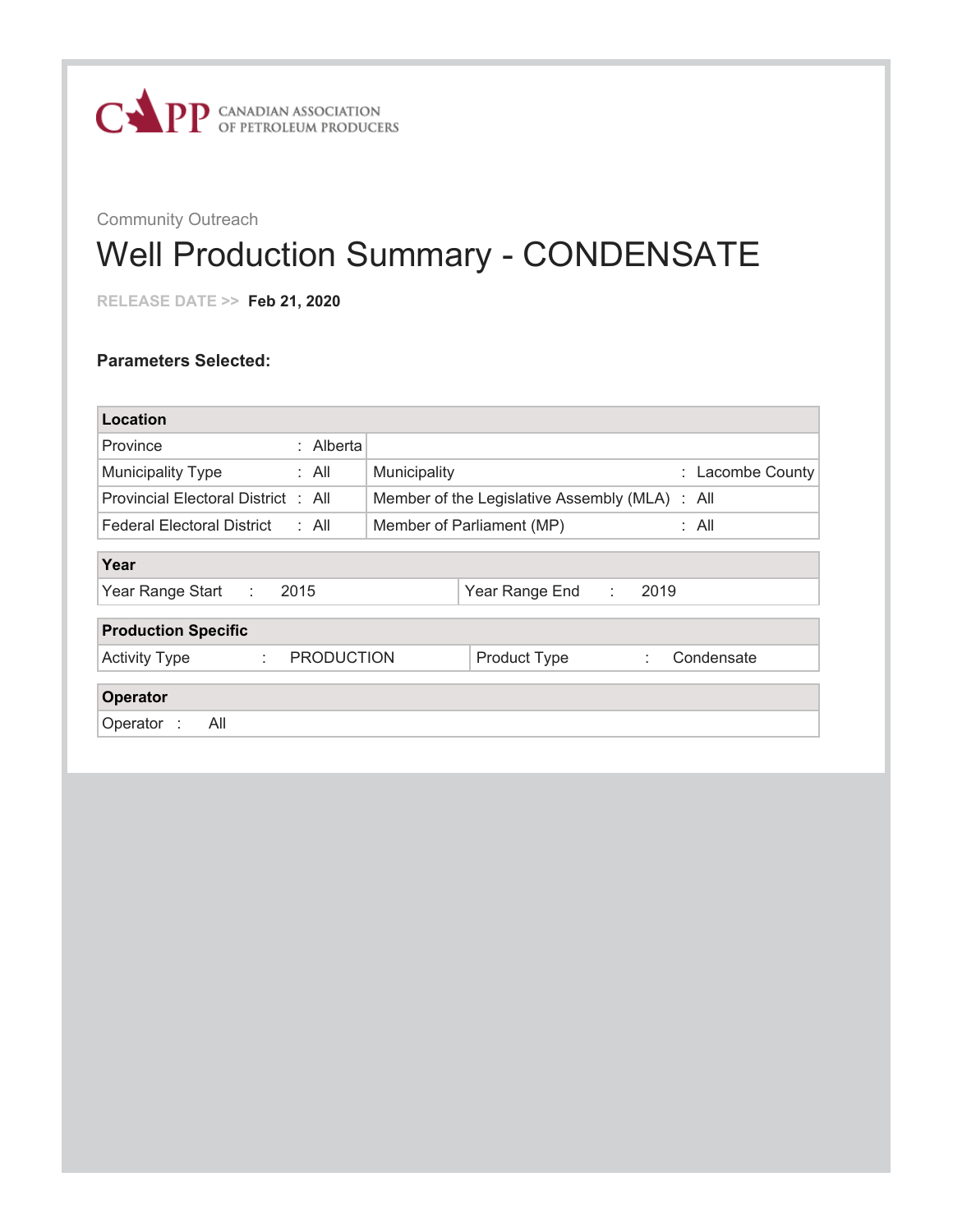CANADIAN ASSOCIATION OF PETROLEUM PRODUCERS

Community Outreach

# Well Production Summary - CONDENSATE

RELEASE DATE >> **Feb 21, 2020**

**Parameters Selected:**

| **Location** | | | |
|---|---|---|---|
| Province | : Alberta | | |
| Municipality Type | : All | Municipality | : Lacombe County |
| Provincial Electoral District | : All | Member of the Legislative Assembly (MLA) | : All |
| Federal Electoral District | : All | Member of Parliament (MP) | : All |

| **Year** | | | |
|---|---|---|---|
| Year Range Start | : 2015 | Year Range End | : 2019 |

| **Production Specific** | | | |
|---|---|---|---|
| Activity Type | : PRODUCTION | Product Type | : Condensate |

| **Operator** | |
|---|---|
| Operator | : All |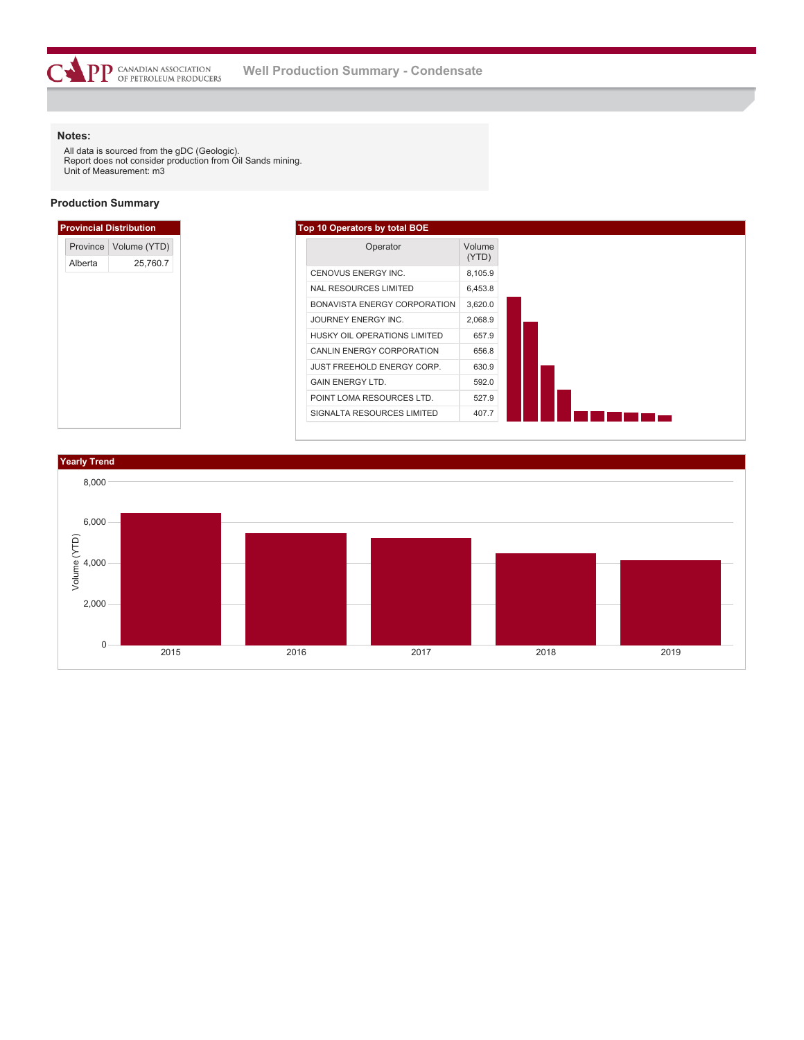Well Production Summary - Condensate

**Notes:**

All data is sourced from the gDC (Geologic).
Report does not consider production from Oil Sands mining.
Unit of Measurement: m3

## Production Summary

### Provincial Distribution

| Province | Volume (YTD) |
|---|---|
| Alberta | 25,760.7 |

### Top 10 Operators by total BOE

| Operator | Volume (YTD) |
|---|---|
| CENOVUS ENERGY INC. | 8,105.9 |
| NAL RESOURCES LIMITED | 6,453.8 |
| BONAVISTA ENERGY CORPORATION | 3,620.0 |
| JOURNEY ENERGY INC. | 2,068.9 |
| HUSKY OIL OPERATIONS LIMITED | 657.9 |
| CANLIN ENERGY CORPORATION | 656.8 |
| JUST FREEHOLD ENERGY CORP. | 630.9 |
| GAIN ENERGY LTD. | 592.0 |
| POINT LOMA RESOURCES LTD. | 527.9 |
| SIGNALTA RESOURCES LIMITED | 407.7 |

### Yearly Trend

Volume (YTD)

8,000
6,000
4,000
2,000
0

2015 2016 2017 2018 2019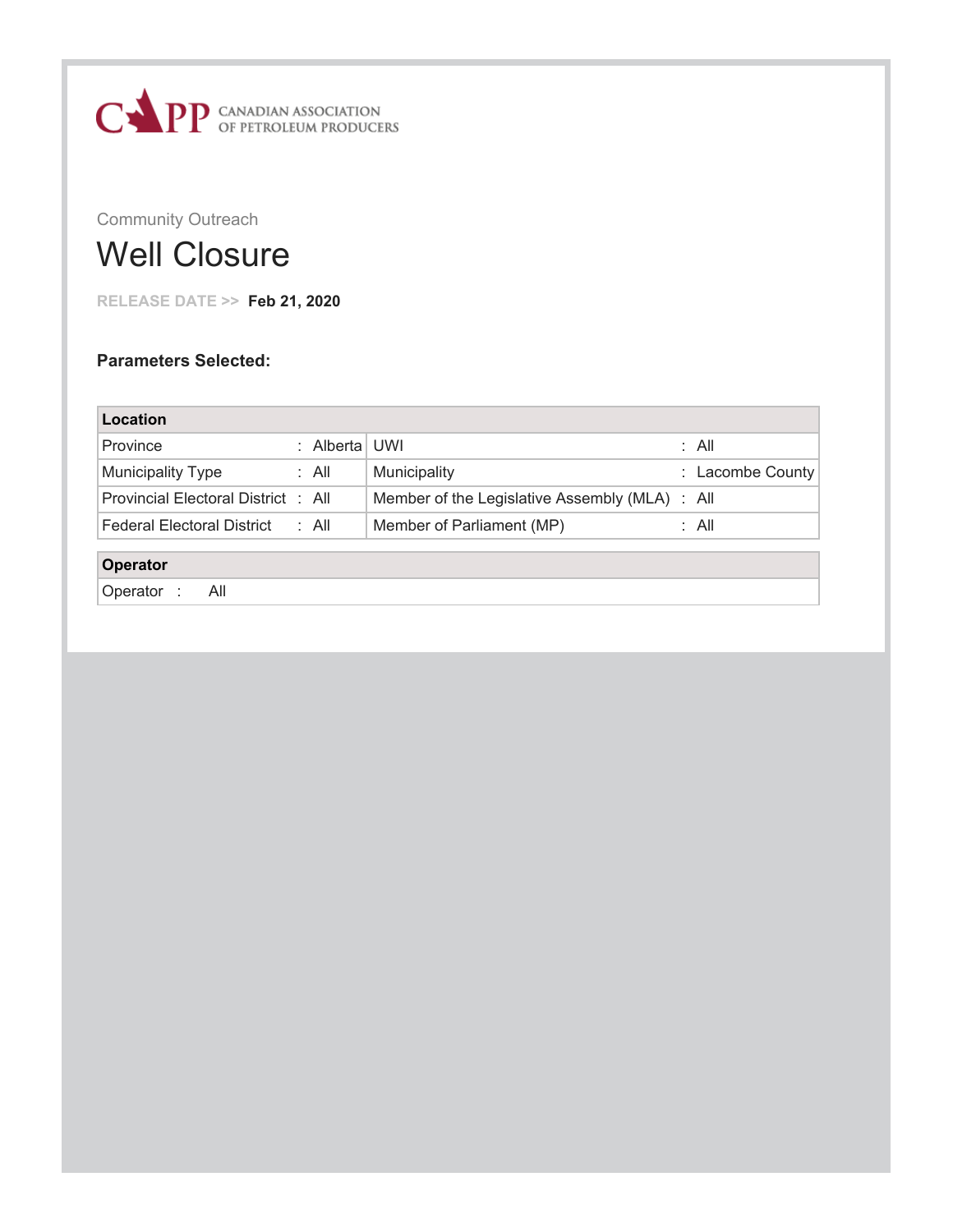CAPP CANADIAN ASSOCIATION OF PETROLEUM PRODUCERS

Community Outreach

# Well Closure

RELEASE DATE >> **Feb 21, 2020**

**Parameters Selected:**

| **Location** | | | |
|---|---|---|---|
| Province | : Alberta | UWI | : All |
| Municipality Type | : All | Municipality | : Lacombe County |
| Provincial Electoral District | : All | Member of the Legislative Assembly (MLA) | : All |
| Federal Electoral District | : All | Member of Parliament (MP) | : All |

| **Operator** |
|---|
| Operator : All |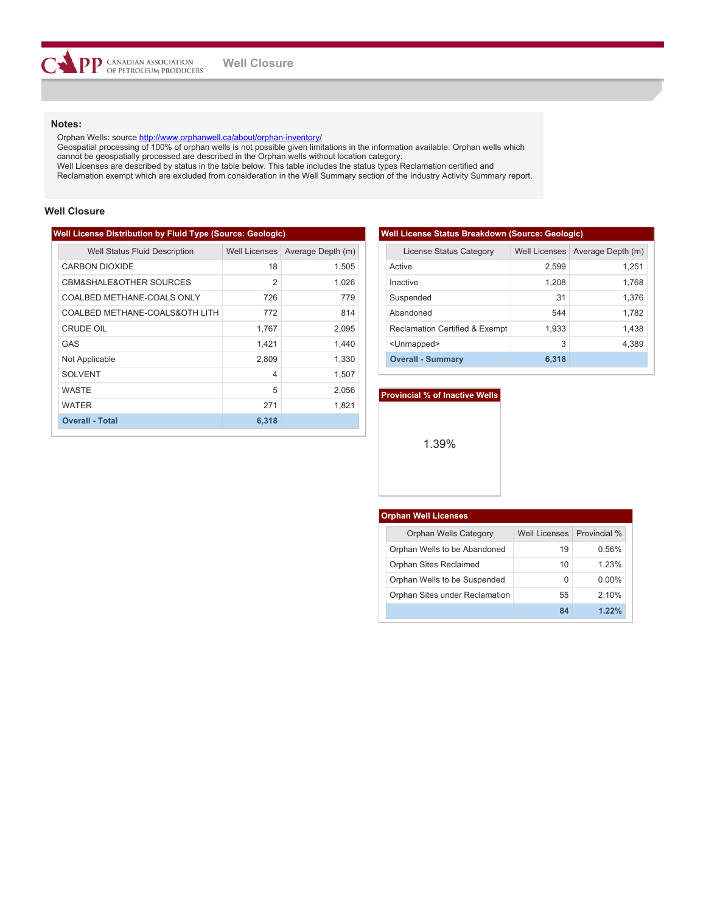## Well Closure

**Notes:**

Orphan Wells: source http://www.orphanwell.ca/about/orphan-inventory/
Geospatial processing of 100% of orphan wells is not possible given limitations in the information available. Orphan wells which cannot be geospatially processed are described in the Orphan wells without location category.
Well Licenses are described by status in the table below. This table includes the status types Reclamation certified and Reclamation exempt which are excluded from consideration in the Well Summary section of the Industry Activity Summary report.

### Well Closure

**Well License Distribution by Fluid Type (Source: Geologic)**

| Well Status Fluid Description | Well Licenses | Average Depth (m) |
|---|---|---|
| CARBON DIOXIDE | 18 | 1,505 |
| CBM&SHALE&OTHER SOURCES | 2 | 1,026 |
| COALBED METHANE-COALS ONLY | 726 | 779 |
| COALBED METHANE-COALS&OTH LITH | 772 | 814 |
| CRUDE OIL | 1,767 | 2,095 |
| GAS | 1,421 | 1,440 |
| Not Applicable | 2,809 | 1,330 |
| SOLVENT | 4 | 1,507 |
| WASTE | 5 | 2,056 |
| WATER | 271 | 1,821 |
| **Overall - Total** | **6,318** | |

**Well License Status Breakdown (Source: Geologic)**

| License Status Category | Well Licenses | Average Depth (m) |
|---|---|---|
| Active | 2,599 | 1,251 |
| Inactive | 1,208 | 1,768 |
| Suspended | 31 | 1,376 |
| Abandoned | 544 | 1,782 |
| Reclamation Certified & Exempt | 1,933 | 1,438 |
| <Unmapped> | 3 | 4,389 |
| **Overall - Summary** | **6,318** | |

**Provincial % of Inactive Wells**

1.39%

**Orphan Well Licenses**

| Orphan Wells Category | Well Licenses | Provincial % |
|---|---|---|
| Orphan Wells to be Abandoned | 19 | 0.56% |
| Orphan Sites Reclaimed | 10 | 1.23% |
| Orphan Wells to be Suspended | 0 | 0.00% |
| Orphan Sites under Reclamation | 55 | 2.10% |
| | **84** | **1.22%** |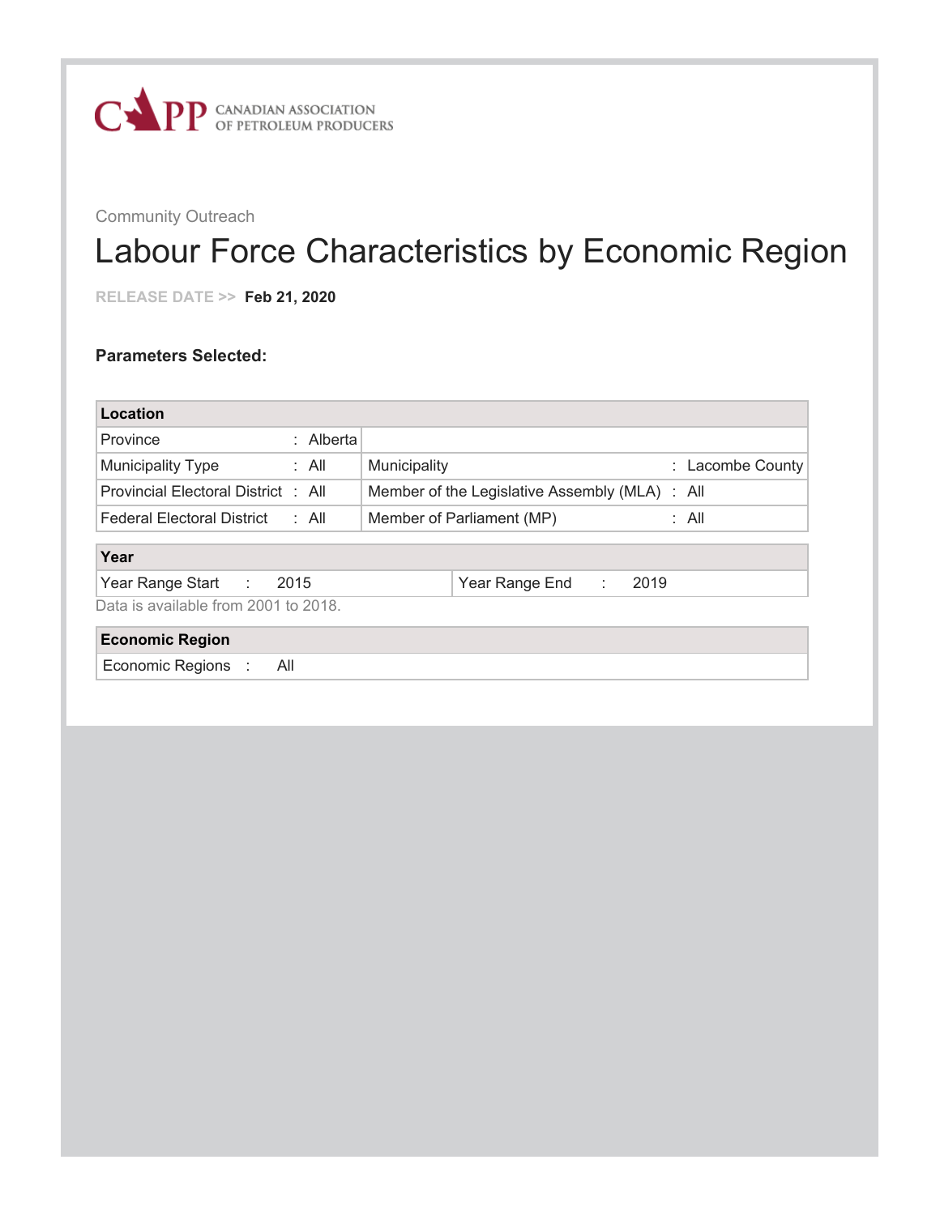CANADIAN ASSOCIATION OF PETROLEUM PRODUCERS

Community Outreach

# Labour Force Characteristics by Economic Region

RELEASE DATE >> **Feb 21, 2020**

**Parameters Selected:**

| **Location** | | | |
|---|---|---|---|
| Province | : Alberta | | |
| Municipality Type | : All | Municipality | : Lacombe County |
| Provincial Electoral District | : All | Member of the Legislative Assembly (MLA) | : All |
| Federal Electoral District | : All | Member of Parliament (MP) | : All |

| **Year** | | | |
|---|---|---|---|
| Year Range Start | : 2015 | Year Range End | : 2019 |

Data is available from 2001 to 2018.

| **Economic Region** | |
|---|---|
| Economic Regions | : All |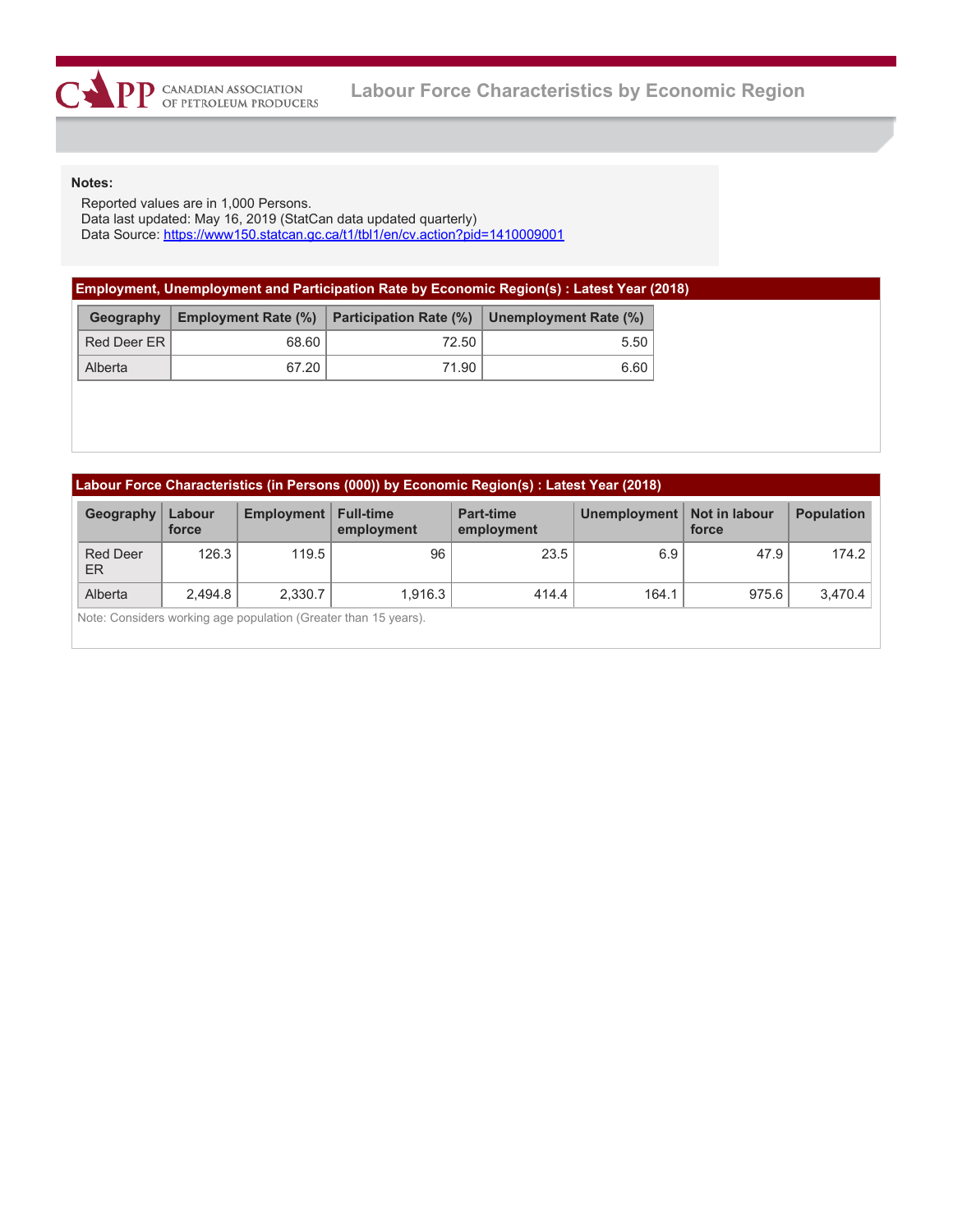# Labour Force Characteristics by Economic Region

**Notes:**

Reported values are in 1,000 Persons.
Data last updated: May 16, 2019 (StatCan data updated quarterly)
Data Source: https://www150.statcan.gc.ca/t1/tbl1/en/cv.action?pid=1410009001

## Employment, Unemployment and Participation Rate by Economic Region(s) : Latest Year (2018)

| Geography | Employment Rate (%) | Participation Rate (%) | Unemployment Rate (%) |
|---|---|---|---|
| Red Deer ER | 68.60 | 72.50 | 5.50 |
| Alberta | 67.20 | 71.90 | 6.60 |

## Labour Force Characteristics (in Persons (000)) by Economic Region(s) : Latest Year (2018)

| Geography | Labour force | Employment | Full-time employment | Part-time employment | Unemployment | Not in labour force | Population |
|---|---|---|---|---|---|---|---|
| Red Deer ER | 126.3 | 119.5 | 96 | 23.5 | 6.9 | 47.9 | 174.2 |
| Alberta | 2,494.8 | 2,330.7 | 1,916.3 | 414.4 | 164.1 | 975.6 | 3,470.4 |

Note: Considers working age population (Greater than 15 years).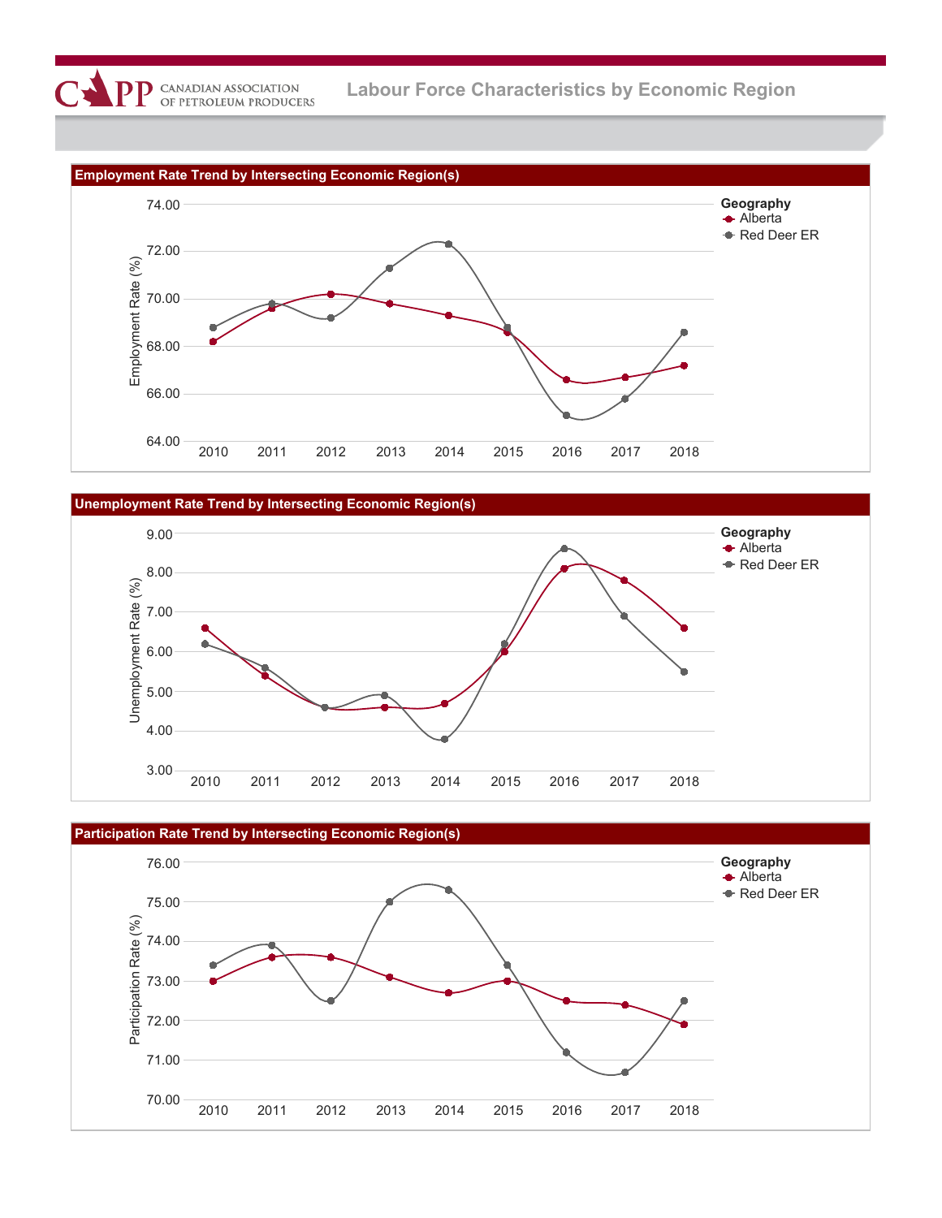# Labour Force Characteristics by Economic Region

## Employment Rate Trend by Intersecting Economic Region(s)

Employment Rate (%)

74.00
72.00
70.00
68.00
66.00
64.00

2010 2011 2012 2013 2014 2015 2016 2017 2018

**Geography**
- Alberta
- Red Deer ER

## Unemployment Rate Trend by Intersecting Economic Region(s)

Unemployment Rate (%)

9.00
8.00
7.00
6.00
5.00
4.00
3.00

2010 2011 2012 2013 2014 2015 2016 2017 2018

**Geography**
- Alberta
- Red Deer ER

## Participation Rate Trend by Intersecting Economic Region(s)

Participation Rate (%)

76.00
75.00
74.00
73.00
72.00
71.00
70.00

2010 2011 2012 2013 2014 2015 2016 2017 2018

**Geography**
- Alberta
- Red Deer ER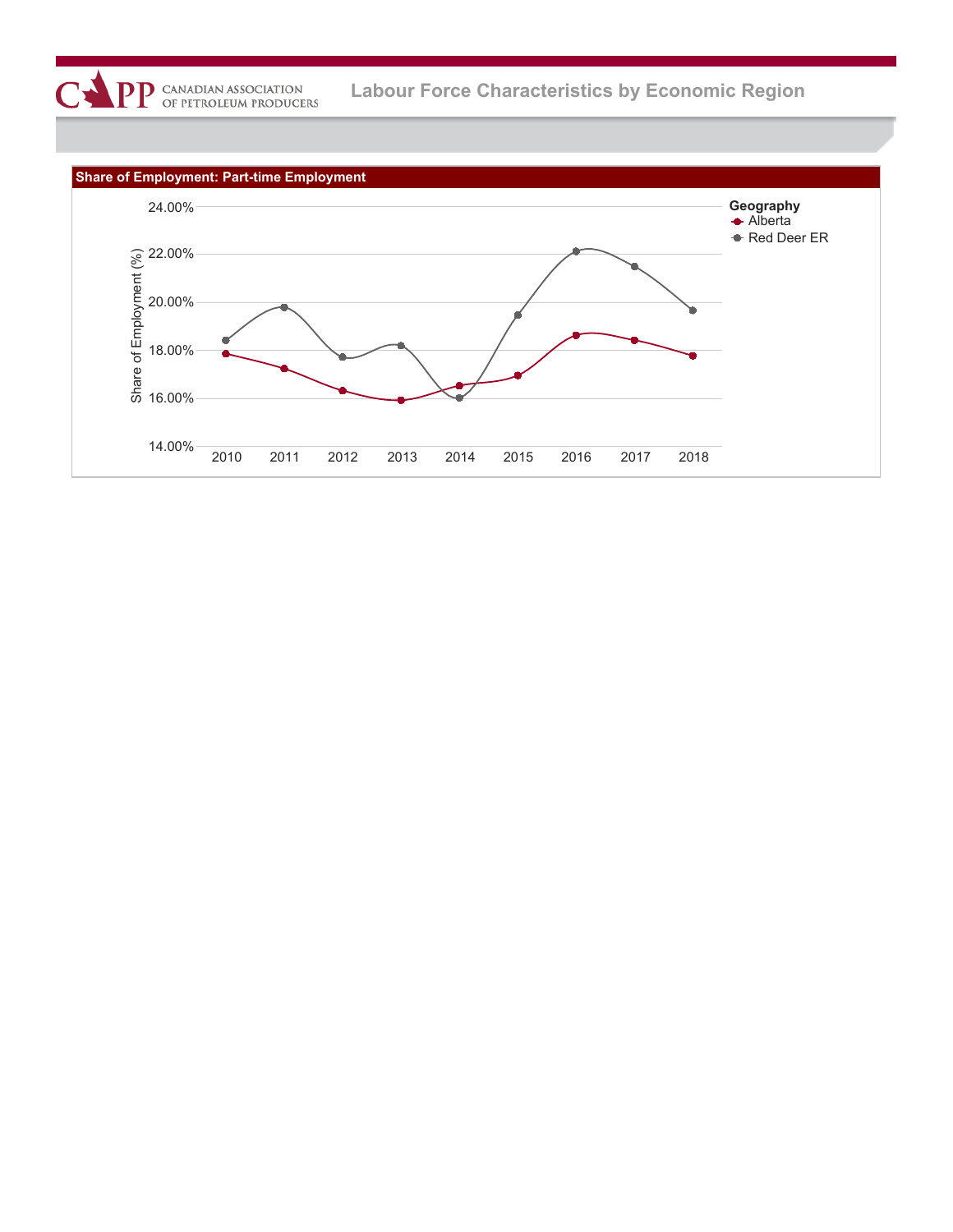Labour Force Characteristics by Economic Region

## Share of Employment: Part-time Employment

Share of Employment (%)

24.00%
22.00%
20.00%
18.00%
16.00%
14.00%

2010 2011 2012 2013 2014 2015 2016 2017 2018

**Geography**
- Alberta
- Red Deer ER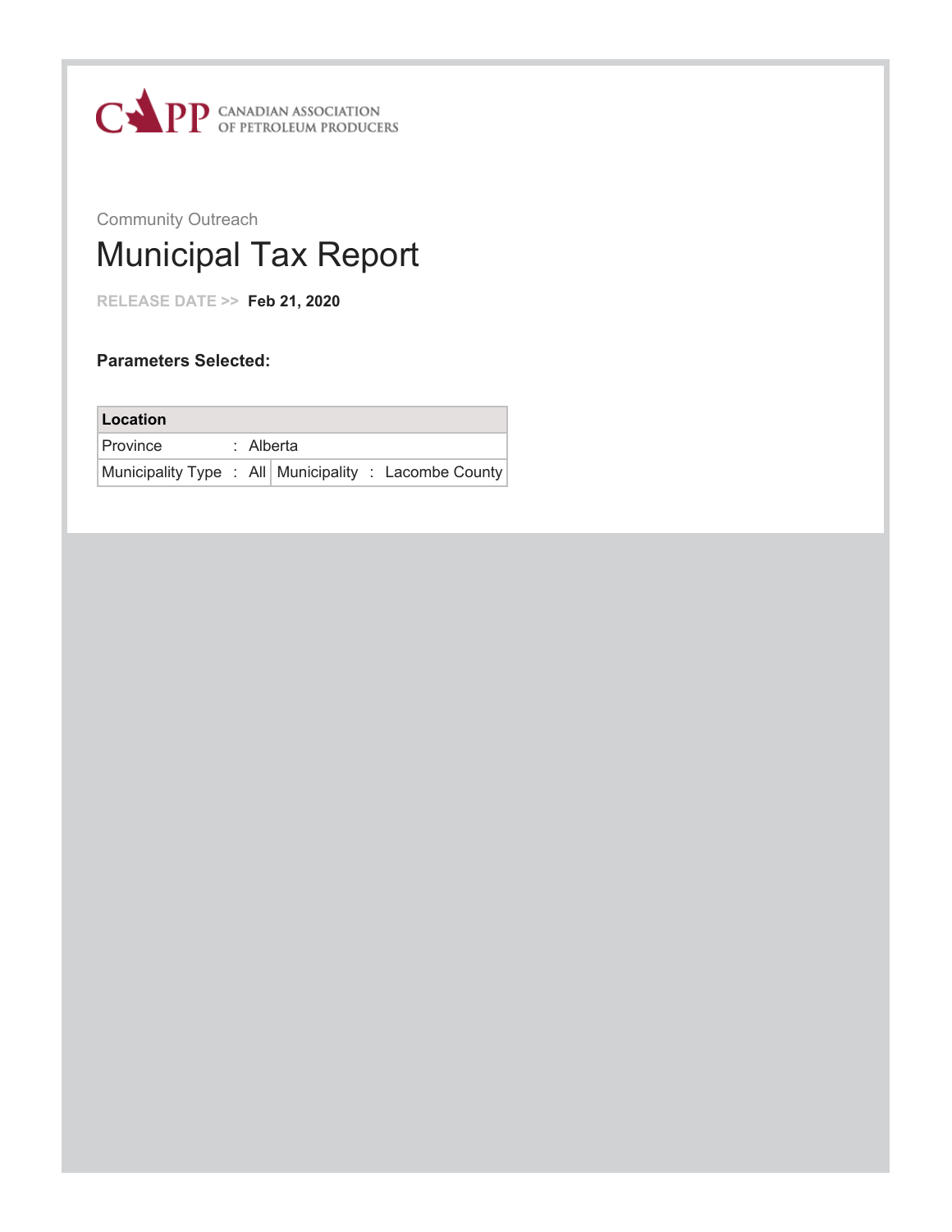CAPP CANADIAN ASSOCIATION OF PETROLEUM PRODUCERS

Community Outreach

# Municipal Tax Report

RELEASE DATE >> **Feb 21, 2020**

**Parameters Selected:**

| Location | | | |
|---|---|---|---|
| Province | : Alberta | | |
| Municipality Type | : All | Municipality | : Lacombe County |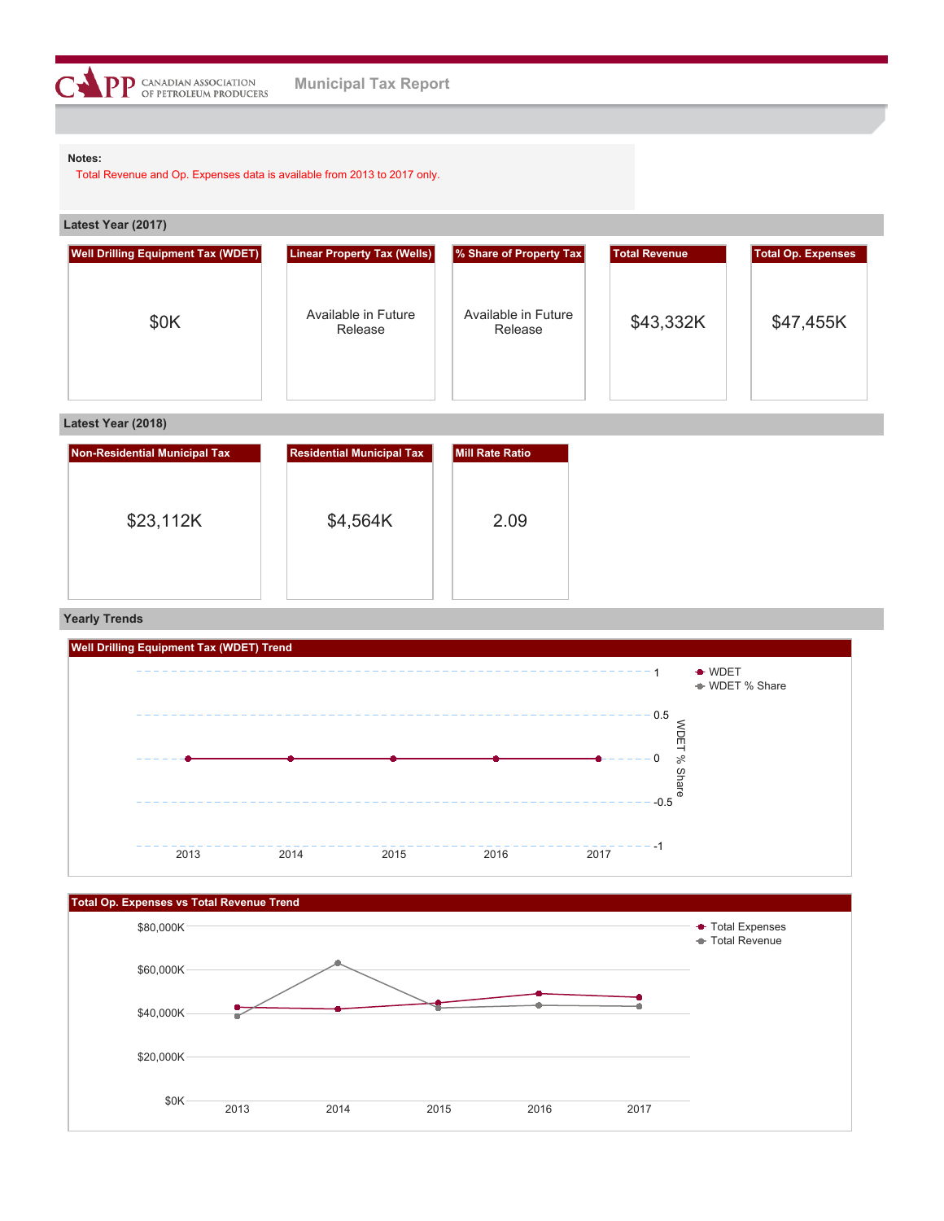CAPP CANADIAN ASSOCIATION OF PETROLEUM PRODUCERS

# Municipal Tax Report

**Notes:**

Total Revenue and Op. Expenses data is available from 2013 to 2017 only.

## Latest Year (2017)

| Well Drilling Equipment Tax (WDET) | Linear Property Tax (Wells) | % Share of Property Tax | Total Revenue | Total Op. Expenses |
|---|---|---|---|---|
| $0K | Available in Future Release | Available in Future Release | $43,332K | $47,455K |

## Latest Year (2018)

| Non-Residential Municipal Tax | Residential Municipal Tax | Mill Rate Ratio |
|---|---|---|
| $23,112K | $4,564K | 2.09 |

## Yearly Trends

### Well Drilling Equipment Tax (WDET) Trend

WDET, WDET % Share

WDET % Share: 1, 0.5, 0, -0.5, -1

2013, 2014, 2015, 2016, 2017

### Total Op. Expenses vs Total Revenue Trend

Total Expenses, Total Revenue

$80,000K, $60,000K, $40,000K, $20,000K, $0K

2013, 2014, 2015, 2016, 2017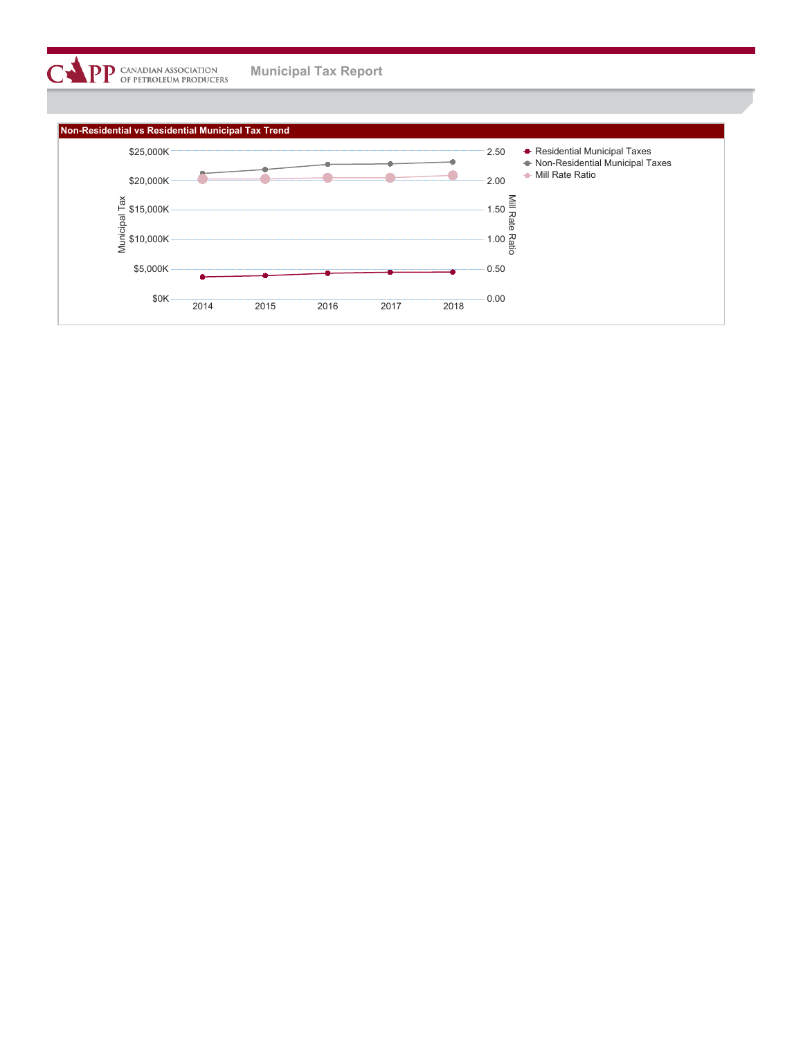CAPP CANADIAN ASSOCIATION OF PETROLEUM PRODUCERS

Municipal Tax Report

## Non-Residential vs Residential Municipal Tax Trend

Residential Municipal Taxes
Non-Residential Municipal Taxes
Mill Rate Ratio

Municipal Tax

$25,000K
$20,000K
$15,000K
$10,000K
$5,000K
$0K

Mill Rate Ratio

2.50
2.00
1.50
1.00
0.50
0.00

2014
2015
2016
2017
2018